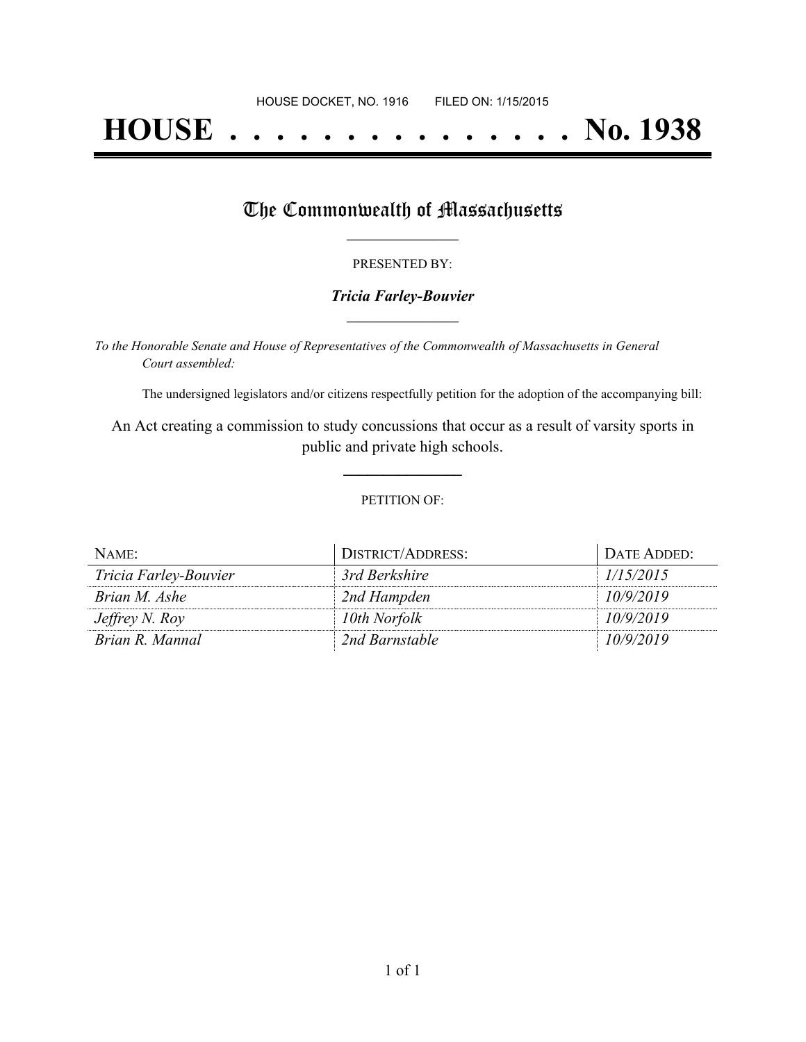HOUSE DOCKET, NO. 1916 FILED ON: 1/15/2015

# HOUSE . . . . . . . . . . . . . . . No. 1938

## The Commonwealth of Massachusetts

PRESENTED BY:

***Tricia Farley-Bouvier***

*To the Honorable Senate and House of Representatives of the Commonwealth of Massachusetts in General Court assembled:*

The undersigned legislators and/or citizens respectfully petition for the adoption of the accompanying bill:

An Act creating a commission to study concussions that occur as a result of varsity sports in public and private high schools.

PETITION OF:

| NAME: | DISTRICT/ADDRESS: | DATE ADDED: |
|---|---|---|
| *Tricia Farley-Bouvier* | *3rd Berkshire* | *1/15/2015* |
| *Brian M. Ashe* | *2nd Hampden* | *10/9/2019* |
| *Jeffrey N. Roy* | *10th Norfolk* | *10/9/2019* |
| *Brian R. Mannal* | *2nd Barnstable* | *10/9/2019* |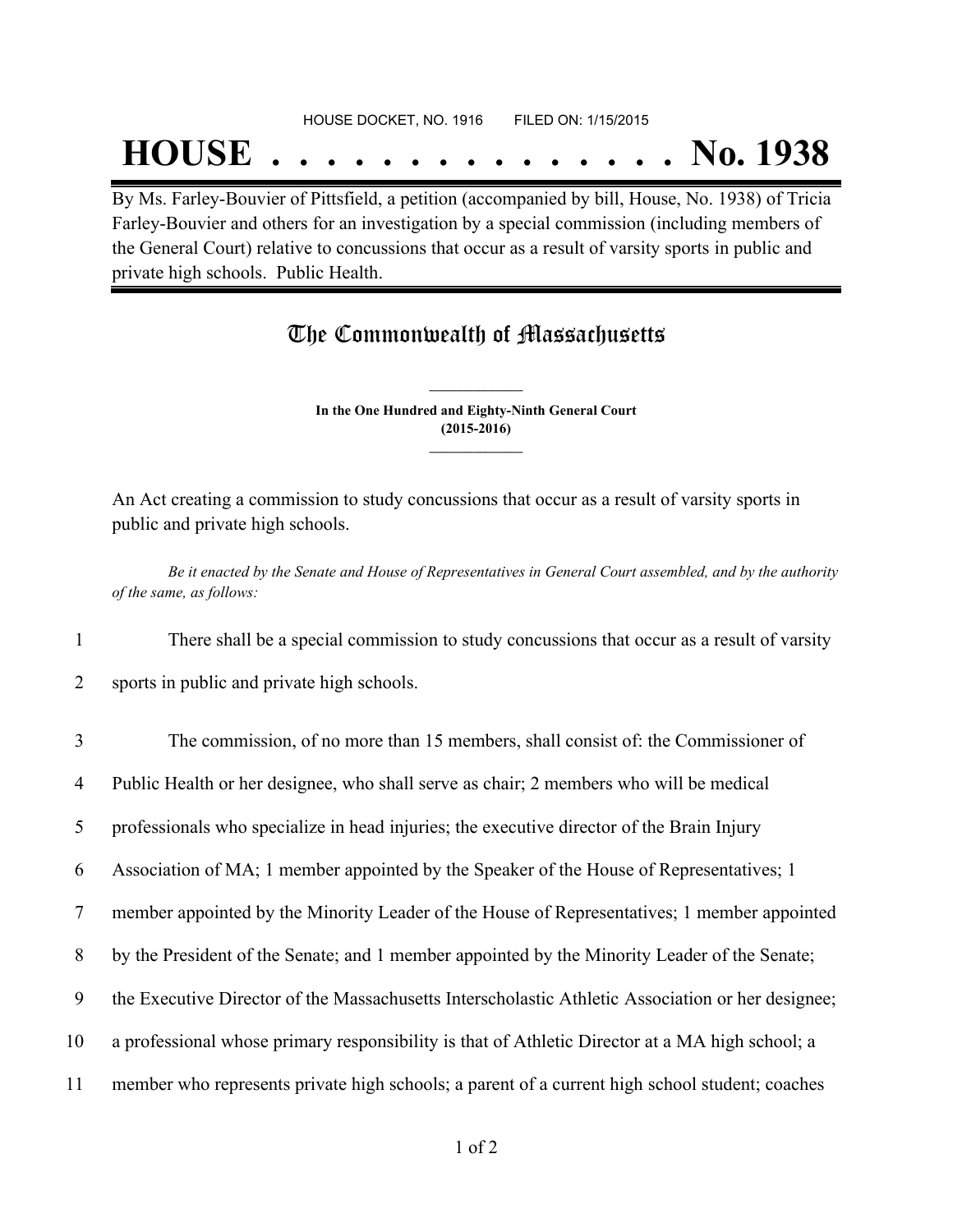HOUSE DOCKET, NO. 1916 FILED ON: 1/15/2015

# HOUSE . . . . . . . . . . . . . . . No. 1938

By Ms. Farley-Bouvier of Pittsfield, a petition (accompanied by bill, House, No. 1938) of Tricia Farley-Bouvier and others for an investigation by a special commission (including members of the General Court) relative to concussions that occur as a result of varsity sports in public and private high schools. Public Health.

## The Commonwealth of Massachusetts

**In the One Hundred and Eighty-Ninth General Court**
**(2015-2016)**

An Act creating a commission to study concussions that occur as a result of varsity sports in public and private high schools.

*Be it enacted by the Senate and House of Representatives in General Court assembled, and by the authority of the same, as follows:*

1 There shall be a special commission to study concussions that occur as a result of varsity
2 sports in public and private high schools.

3 The commission, of no more than 15 members, shall consist of: the Commissioner of
4 Public Health or her designee, who shall serve as chair; 2 members who will be medical
5 professionals who specialize in head injuries; the executive director of the Brain Injury
6 Association of MA; 1 member appointed by the Speaker of the House of Representatives; 1
7 member appointed by the Minority Leader of the House of Representatives; 1 member appointed
8 by the President of the Senate; and 1 member appointed by the Minority Leader of the Senate;
9 the Executive Director of the Massachusetts Interscholastic Athletic Association or her designee;
10 a professional whose primary responsibility is that of Athletic Director at a MA high school; a
11 member who represents private high schools; a parent of a current high school student; coaches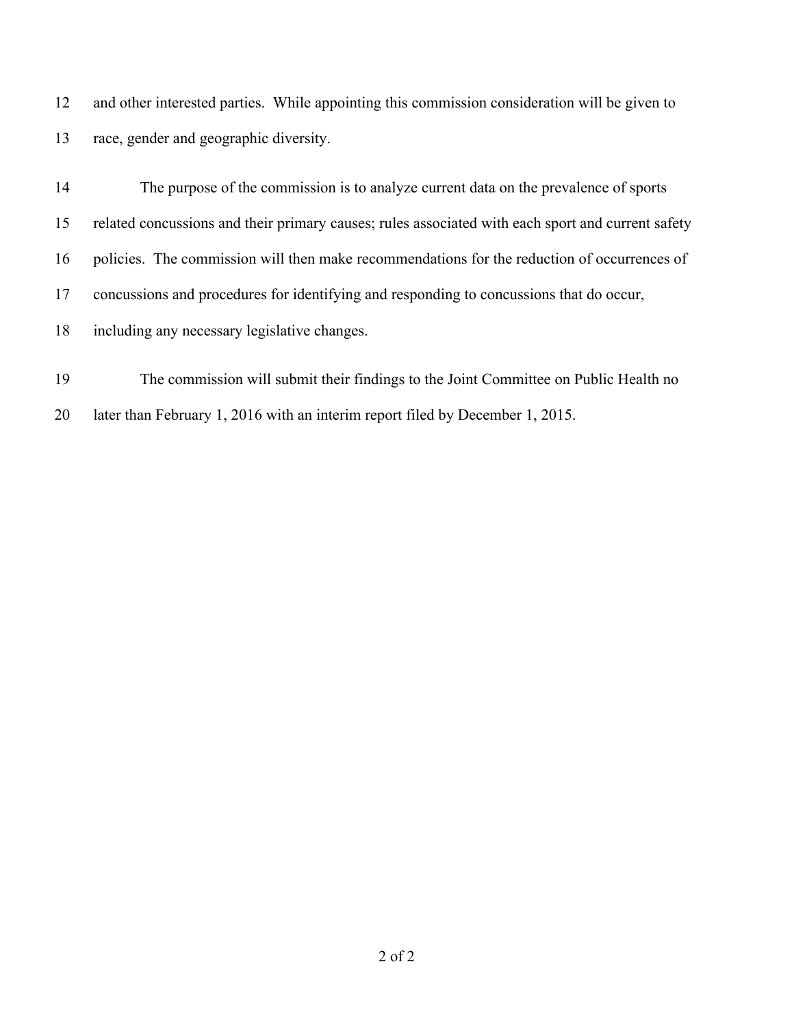and other interested parties. While appointing this commission consideration will be given to race, gender and geographic diversity.

The purpose of the commission is to analyze current data on the prevalence of sports related concussions and their primary causes; rules associated with each sport and current safety policies. The commission will then make recommendations for the reduction of occurrences of concussions and procedures for identifying and responding to concussions that do occur, including any necessary legislative changes.

The commission will submit their findings to the Joint Committee on Public Health no later than February 1, 2016 with an interim report filed by December 1, 2015.